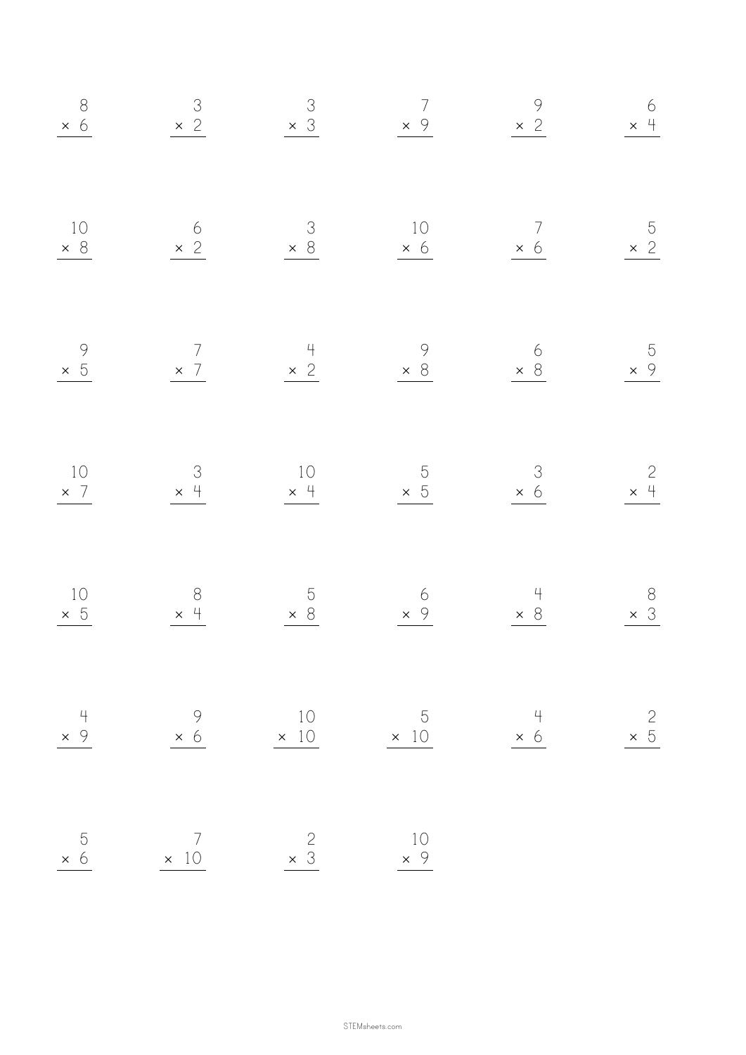$$\begin{array}{r} 8 \\ \times\ 6 \\ \hline \end{array} \quad \begin{array}{r} 3 \\ \times\ 2 \\ \hline \end{array} \quad \begin{array}{r} 3 \\ \times\ 3 \\ \hline \end{array} \quad \begin{array}{r} 7 \\ \times\ 9 \\ \hline \end{array} \quad \begin{array}{r} 9 \\ \times\ 2 \\ \hline \end{array} \quad \begin{array}{r} 6 \\ \times\ 4 \\ \hline \end{array}$$

$$\begin{array}{r} 10 \\ \times\ 8 \\ \hline \end{array} \quad \begin{array}{r} 6 \\ \times\ 2 \\ \hline \end{array} \quad \begin{array}{r} 3 \\ \times\ 8 \\ \hline \end{array} \quad \begin{array}{r} 10 \\ \times\ 6 \\ \hline \end{array} \quad \begin{array}{r} 7 \\ \times\ 6 \\ \hline \end{array} \quad \begin{array}{r} 5 \\ \times\ 2 \\ \hline \end{array}$$

$$\begin{array}{r} 9 \\ \times\ 5 \\ \hline \end{array} \quad \begin{array}{r} 7 \\ \times\ 7 \\ \hline \end{array} \quad \begin{array}{r} 4 \\ \times\ 2 \\ \hline \end{array} \quad \begin{array}{r} 9 \\ \times\ 8 \\ \hline \end{array} \quad \begin{array}{r} 6 \\ \times\ 8 \\ \hline \end{array} \quad \begin{array}{r} 5 \\ \times\ 9 \\ \hline \end{array}$$

$$\begin{array}{r} 10 \\ \times\ 7 \\ \hline \end{array} \quad \begin{array}{r} 3 \\ \times\ 4 \\ \hline \end{array} \quad \begin{array}{r} 10 \\ \times\ 4 \\ \hline \end{array} \quad \begin{array}{r} 5 \\ \times\ 5 \\ \hline \end{array} \quad \begin{array}{r} 3 \\ \times\ 6 \\ \hline \end{array} \quad \begin{array}{r} 2 \\ \times\ 4 \\ \hline \end{array}$$

$$\begin{array}{r} 10 \\ \times\ 5 \\ \hline \end{array} \quad \begin{array}{r} 8 \\ \times\ 4 \\ \hline \end{array} \quad \begin{array}{r} 5 \\ \times\ 8 \\ \hline \end{array} \quad \begin{array}{r} 6 \\ \times\ 9 \\ \hline \end{array} \quad \begin{array}{r} 4 \\ \times\ 8 \\ \hline \end{array} \quad \begin{array}{r} 8 \\ \times\ 3 \\ \hline \end{array}$$

$$\begin{array}{r} 4 \\ \times\ 9 \\ \hline \end{array} \quad \begin{array}{r} 9 \\ \times\ 6 \\ \hline \end{array} \quad \begin{array}{r} 10 \\ \times\ 10 \\ \hline \end{array} \quad \begin{array}{r} 5 \\ \times\ 10 \\ \hline \end{array} \quad \begin{array}{r} 4 \\ \times\ 6 \\ \hline \end{array} \quad \begin{array}{r} 2 \\ \times\ 5 \\ \hline \end{array}$$

$$\begin{array}{r} 5 \\ \times\ 6 \\ \hline \end{array} \quad \begin{array}{r} 7 \\ \times\ 10 \\ \hline \end{array} \quad \begin{array}{r} 2 \\ \times\ 3 \\ \hline \end{array} \quad \begin{array}{r} 10 \\ \times\ 9 \\ \hline \end{array}$$

STEMsheets.com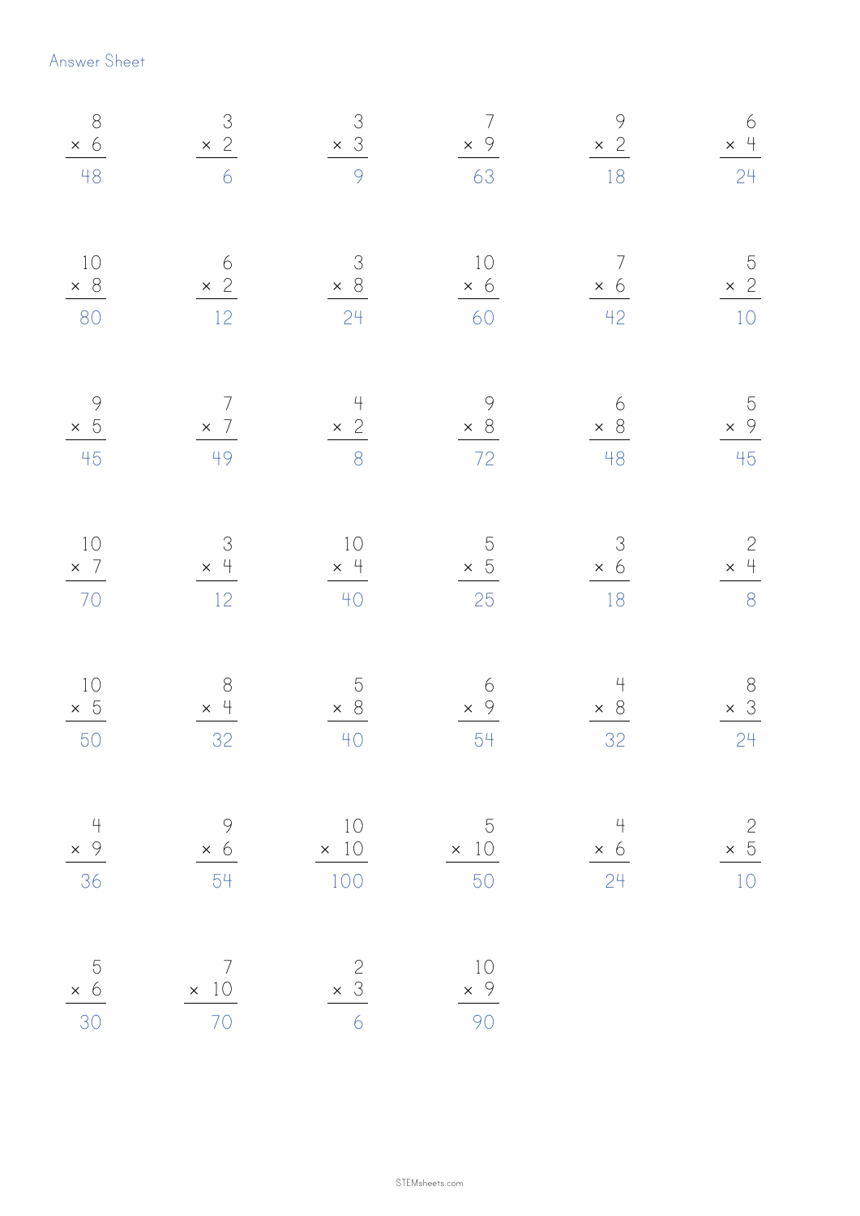Answer Sheet

| | | | | | |
|---|---|---|---|---|---|
| $8 \times 6 = 48$ | $3 \times 2 = 6$ | $3 \times 3 = 9$ | $7 \times 9 = 63$ | $9 \times 2 = 18$ | $6 \times 4 = 24$ |
| $10 \times 8 = 80$ | $6 \times 2 = 12$ | $3 \times 8 = 24$ | $10 \times 6 = 60$ | $7 \times 6 = 42$ | $5 \times 2 = 10$ |
| $9 \times 5 = 45$ | $7 \times 7 = 49$ | $4 \times 2 = 8$ | $9 \times 8 = 72$ | $6 \times 8 = 48$ | $5 \times 9 = 45$ |
| $10 \times 7 = 70$ | $3 \times 4 = 12$ | $10 \times 4 = 40$ | $5 \times 5 = 25$ | $3 \times 6 = 18$ | $2 \times 4 = 8$ |
| $10 \times 5 = 50$ | $8 \times 4 = 32$ | $5 \times 8 = 40$ | $6 \times 9 = 54$ | $4 \times 8 = 32$ | $8 \times 3 = 24$ |
| $4 \times 9 = 36$ | $9 \times 6 = 54$ | $10 \times 10 = 100$ | $5 \times 10 = 50$ | $4 \times 6 = 24$ | $2 \times 5 = 10$ |
| $5 \times 6 = 30$ | $7 \times 10 = 70$ | $2 \times 3 = 6$ | $10 \times 9 = 90$ | | |

STEMsheets.com